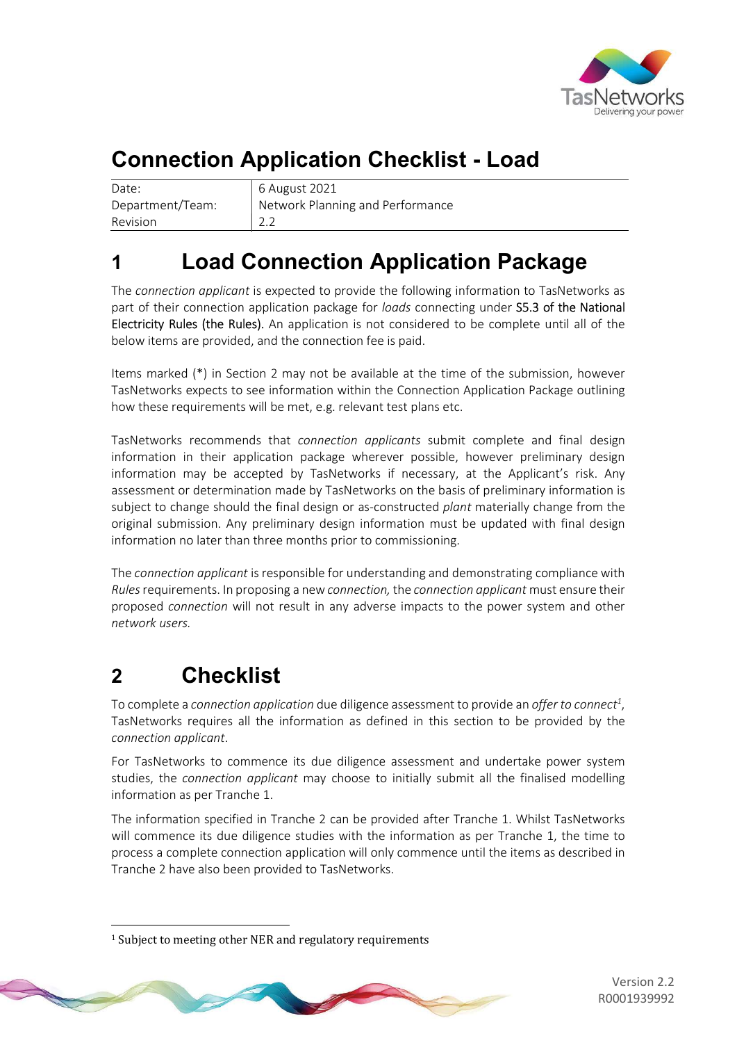# Connection Application Checklist - Load

| Date: | 6 August 2021 |
|---|---|
| Department/Team: | Network Planning and Performance |
| Revision | 2.2 |

# 1 Load Connection Application Package

The *connection applicant* is expected to provide the following information to TasNetworks as part of their connection application package for *loads* connecting under S5.3 of the National Electricity Rules (the Rules). An application is not considered to be complete until all of the below items are provided, and the connection fee is paid.

Items marked (*) in Section 2 may not be available at the time of the submission, however TasNetworks expects to see information within the Connection Application Package outlining how these requirements will be met, e.g. relevant test plans etc.

TasNetworks recommends that *connection applicants* submit complete and final design information in their application package wherever possible, however preliminary design information may be accepted by TasNetworks if necessary, at the Applicant's risk. Any assessment or determination made by TasNetworks on the basis of preliminary information is subject to change should the final design or as-constructed *plant* materially change from the original submission. Any preliminary design information must be updated with final design information no later than three months prior to commissioning.

The *connection applicant* is responsible for understanding and demonstrating compliance with *Rules* requirements. In proposing a new *connection,* the *connection applicant* must ensure their proposed *connection* will not result in any adverse impacts to the power system and other *network users.*

# 2 Checklist

To complete a *connection application* due diligence assessment to provide an *offer to connect*[1], TasNetworks requires all the information as defined in this section to be provided by the *connection applicant*.

For TasNetworks to commence its due diligence assessment and undertake power system studies, the *connection applicant* may choose to initially submit all the finalised modelling information as per Tranche 1.

The information specified in Tranche 2 can be provided after Tranche 1. Whilst TasNetworks will commence its due diligence studies with the information as per Tranche 1, the time to process a complete connection application will only commence until the items as described in Tranche 2 have also been provided to TasNetworks.

[1] Subject to meeting other NER and regulatory requirements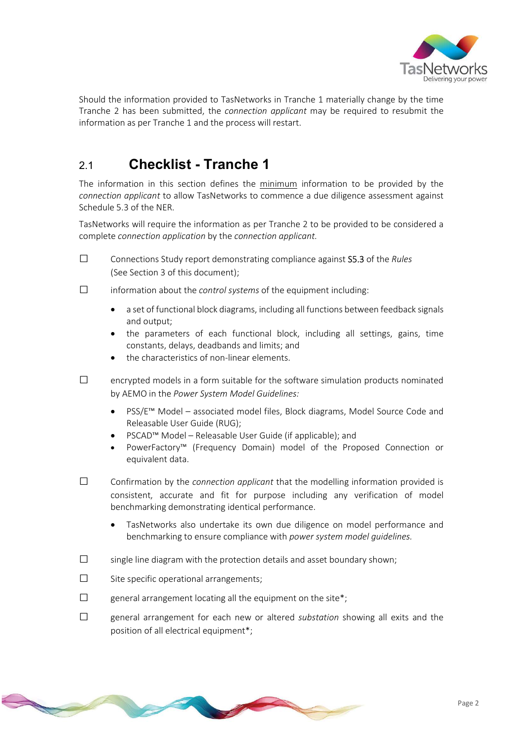Should the information provided to TasNetworks in Tranche 1 materially change by the time Tranche 2 has been submitted, the *connection applicant* may be required to resubmit the information as per Tranche 1 and the process will restart.

## 2.1 Checklist - Tranche 1

The information in this section defines the <u>minimum</u> information to be provided by the *connection applicant* to allow TasNetworks to commence a due diligence assessment against Schedule 5.3 of the NER.

TasNetworks will require the information as per Tranche 2 to be provided to be considered a complete *connection application* by the *connection applicant.*

- ☐ Connections Study report demonstrating compliance against S5.3 of the *Rules* (See Section 3 of this document);

- ☐ information about the *control systems* of the equipment including:
  - a set of functional block diagrams, including all functions between feedback signals and output;
  - the parameters of each functional block, including all settings, gains, time constants, delays, deadbands and limits; and
  - the characteristics of non-linear elements.

- ☐ encrypted models in a form suitable for the software simulation products nominated by AEMO in the *Power System Model Guidelines:*
  - PSS/E™ Model – associated model files, Block diagrams, Model Source Code and Releasable User Guide (RUG);
  - PSCAD™ Model – Releasable User Guide (if applicable); and
  - PowerFactory™ (Frequency Domain) model of the Proposed Connection or equivalent data.

- ☐ Confirmation by the *connection applicant* that the modelling information provided is consistent, accurate and fit for purpose including any verification of model benchmarking demonstrating identical performance.
  - TasNetworks also undertake its own due diligence on model performance and benchmarking to ensure compliance with *power system model guidelines.*

- ☐ single line diagram with the protection details and asset boundary shown;

- ☐ Site specific operational arrangements;

- ☐ general arrangement locating all the equipment on the site*;

- ☐ general arrangement for each new or altered *substation* showing all exits and the position of all electrical equipment*;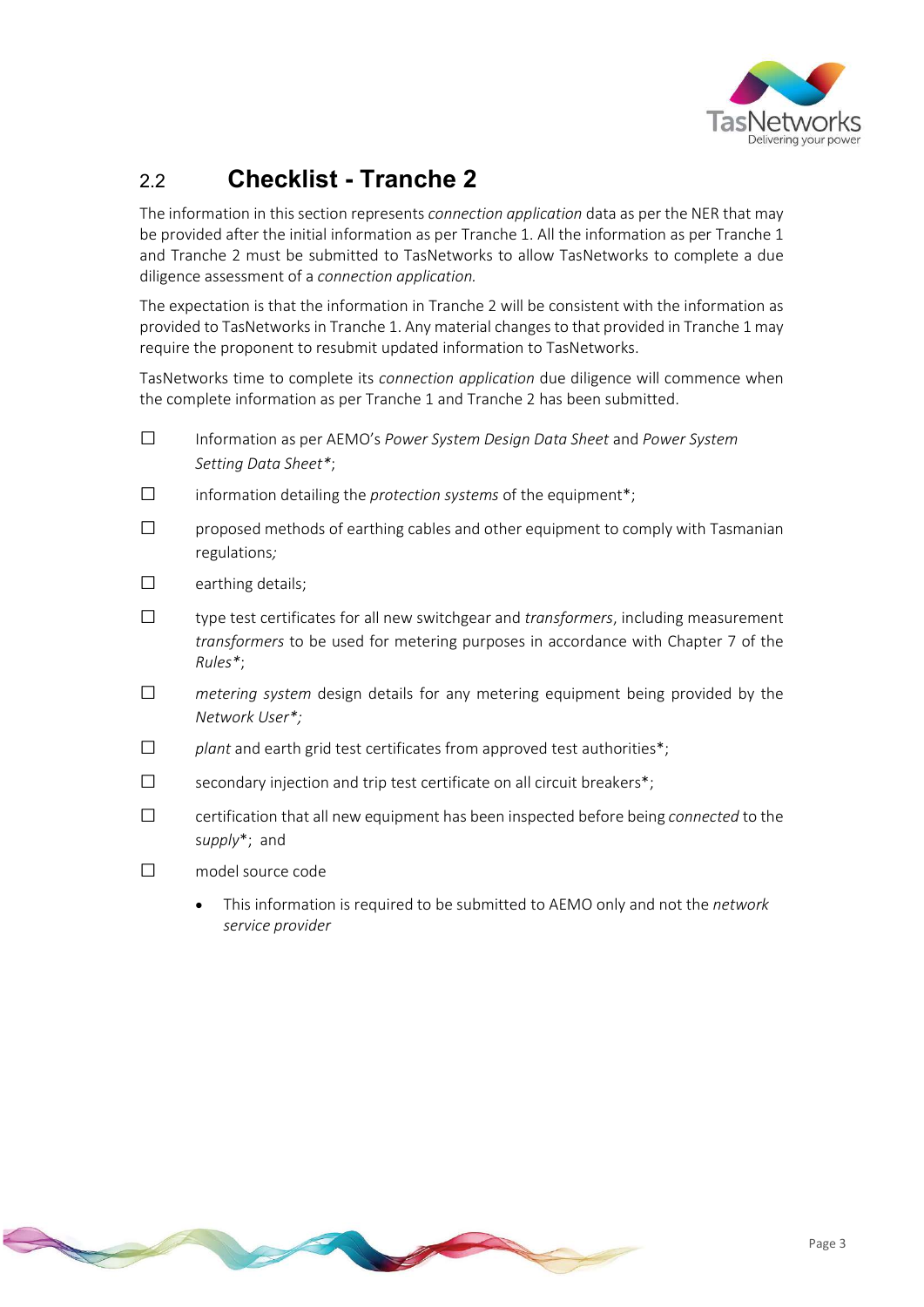## 2.2 Checklist - Tranche 2

The information in this section represents *connection application* data as per the NER that may be provided after the initial information as per Tranche 1. All the information as per Tranche 1 and Tranche 2 must be submitted to TasNetworks to allow TasNetworks to complete a due diligence assessment of a *connection application.*

The expectation is that the information in Tranche 2 will be consistent with the information as provided to TasNetworks in Tranche 1. Any material changes to that provided in Tranche 1 may require the proponent to resubmit updated information to TasNetworks.

TasNetworks time to complete its *connection application* due diligence will commence when the complete information as per Tranche 1 and Tranche 2 has been submitted.

- ☐ Information as per AEMO's *Power System Design Data Sheet* and *Power System Setting Data Sheet**;
- ☐ information detailing the *protection systems* of the equipment*;
- ☐ proposed methods of earthing cables and other equipment to comply with Tasmanian regulations*;*
- ☐ earthing details;
- ☐ type test certificates for all new switchgear and *transformers*, including measurement *transformers* to be used for metering purposes in accordance with Chapter 7 of the *Rules**;
- ☐ *metering system* design details for any metering equipment being provided by the *Network User*;*
- ☐ *plant* and earth grid test certificates from approved test authorities*;
- ☐ secondary injection and trip test certificate on all circuit breakers*;
- ☐ certification that all new equipment has been inspected before being *connected* to the *supply**; and
- ☐ model source code
  - This information is required to be submitted to AEMO only and not the *network service provider*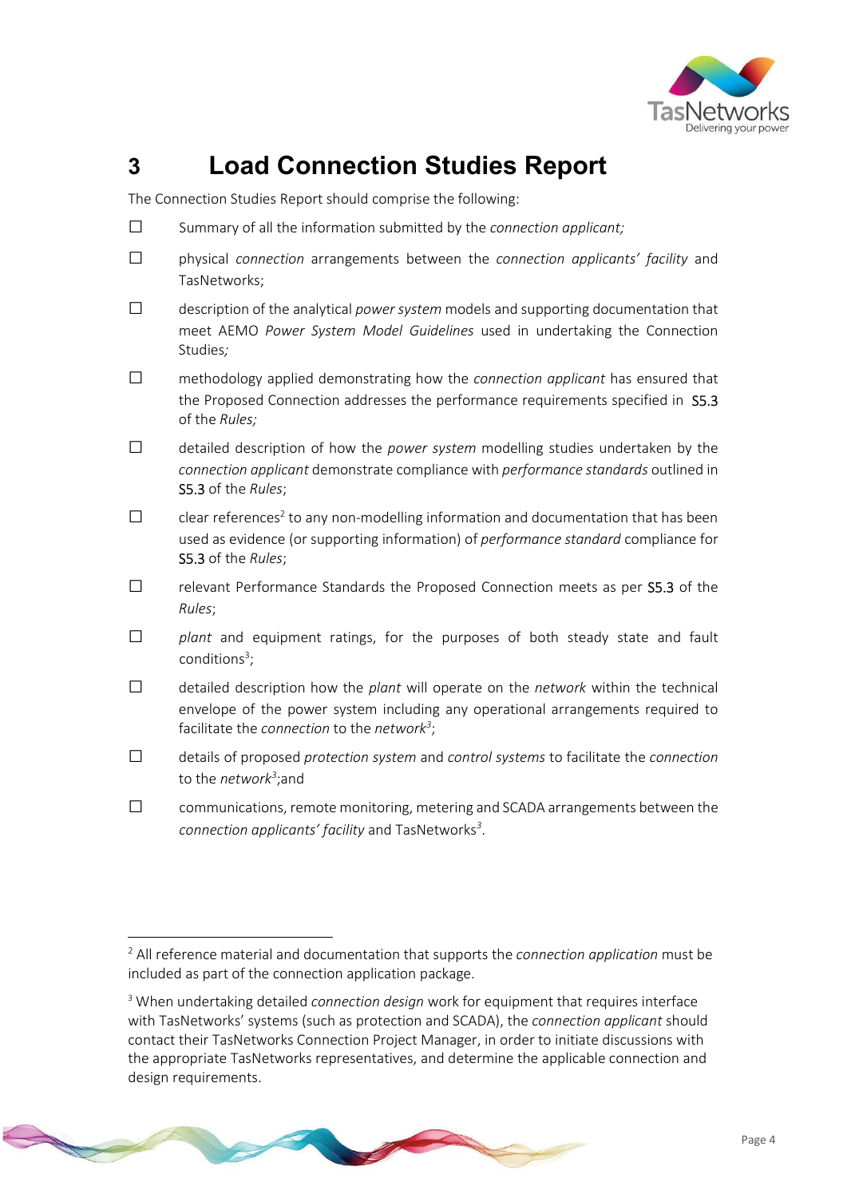# 3 Load Connection Studies Report

The Connection Studies Report should comprise the following:

- ☐ Summary of all the information submitted by the *connection applicant;*
- ☐ physical *connection* arrangements between the *connection applicants' facility* and TasNetworks;
- ☐ description of the analytical *power system* models and supporting documentation that meet AEMO *Power System Model Guidelines* used in undertaking the Connection Studies*;*
- ☐ methodology applied demonstrating how the *connection applicant* has ensured that the Proposed Connection addresses the performance requirements specified in S5.3 of the *Rules;*
- ☐ detailed description of how the *power system* modelling studies undertaken by the *connection applicant* demonstrate compliance with *performance standards* outlined in S5.3 of the *Rules*;
- ☐ clear references[2] to any non-modelling information and documentation that has been used as evidence (or supporting information) of *performance standard* compliance for S5.3 of the *Rules*;
- ☐ relevant Performance Standards the Proposed Connection meets as per S5.3 of the *Rules*;
- ☐ *plant* and equipment ratings, for the purposes of both steady state and fault conditions[3];
- ☐ detailed description how the *plant* will operate on the *network* within the technical envelope of the power system including any operational arrangements required to facilitate the *connection* to the *network*[3];
- ☐ details of proposed *protection system* and *control systems* to facilitate the *connection* to the *network*[3];and
- ☐ communications, remote monitoring, metering and SCADA arrangements between the *connection applicants' facility* and TasNetworks[3].

---

[2] All reference material and documentation that supports the *connection application* must be included as part of the connection application package.

[3] When undertaking detailed *connection design* work for equipment that requires interface with TasNetworks' systems (such as protection and SCADA), the *connection applicant* should contact their TasNetworks Connection Project Manager, in order to initiate discussions with the appropriate TasNetworks representatives, and determine the applicable connection and design requirements.